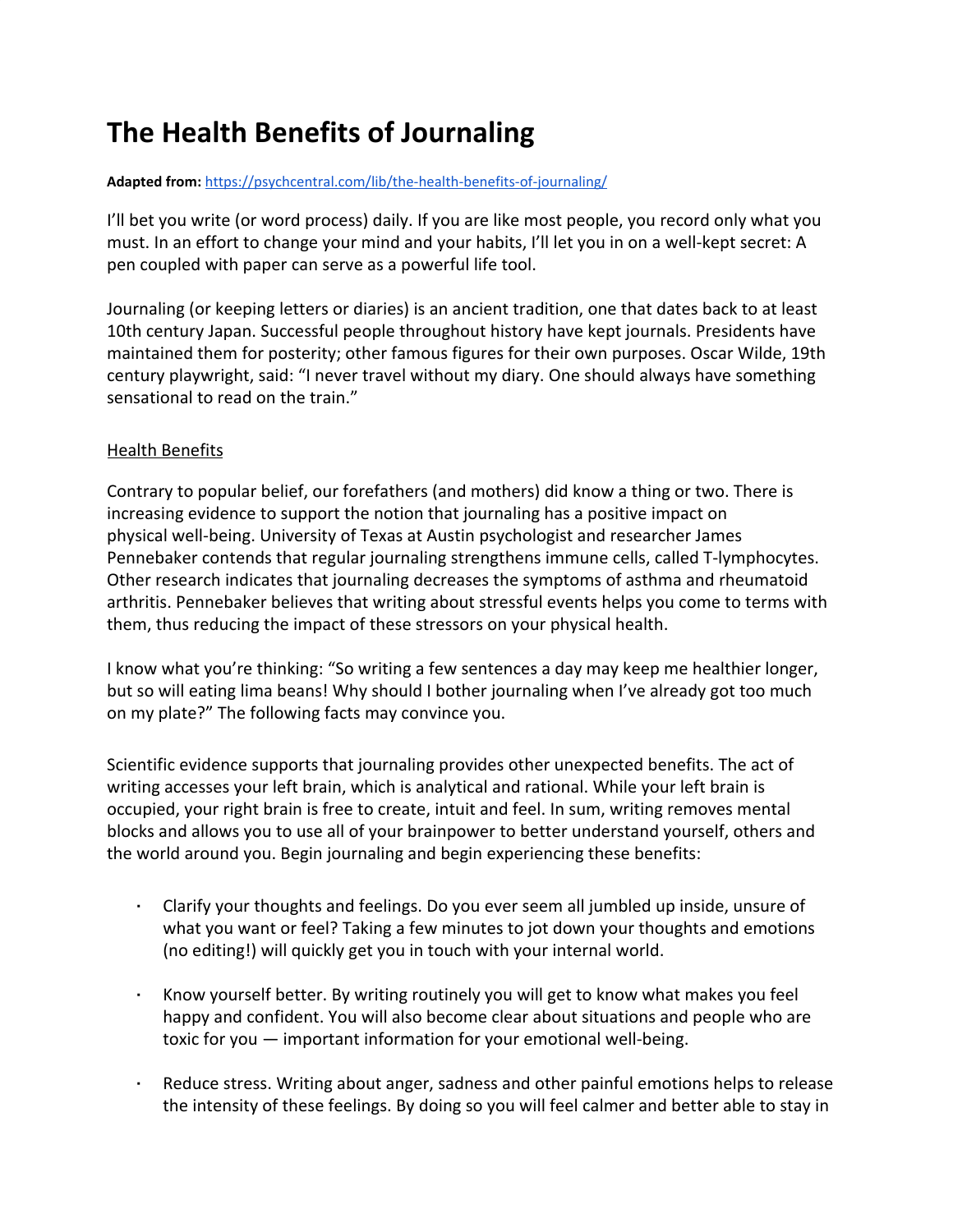# The Health Benefits of Journaling

**Adapted from:** [https://psychcentral.com/lib/the-health-benefits-of-journaling/](https://psychcentral.com/lib/the-health-benefits-of-journaling/)

I'll bet you write (or word process) daily. If you are like most people, you record only what you must. In an effort to change your mind and your habits, I'll let you in on a well-kept secret: A pen coupled with paper can serve as a powerful life tool.

Journaling (or keeping letters or diaries) is an ancient tradition, one that dates back to at least 10th century Japan. Successful people throughout history have kept journals. Presidents have maintained them for posterity; other famous figures for their own purposes. Oscar Wilde, 19th century playwright, said: "I never travel without my diary. One should always have something sensational to read on the train."

<u>Health Benefits</u>

Contrary to popular belief, our forefathers (and mothers) did know a thing or two. There is increasing evidence to support the notion that journaling has a positive impact on physical well-being. University of Texas at Austin psychologist and researcher James Pennebaker contends that regular journaling strengthens immune cells, called T-lymphocytes. Other research indicates that journaling decreases the symptoms of asthma and rheumatoid arthritis. Pennebaker believes that writing about stressful events helps you come to terms with them, thus reducing the impact of these stressors on your physical health.

I know what you're thinking: "So writing a few sentences a day may keep me healthier longer, but so will eating lima beans! Why should I bother journaling when I've already got too much on my plate?" The following facts may convince you.

Scientific evidence supports that journaling provides other unexpected benefits. The act of writing accesses your left brain, which is analytical and rational. While your left brain is occupied, your right brain is free to create, intuit and feel. In sum, writing removes mental blocks and allows you to use all of your brainpower to better understand yourself, others and the world around you. Begin journaling and begin experiencing these benefits:

- Clarify your thoughts and feelings. Do you ever seem all jumbled up inside, unsure of what you want or feel? Taking a few minutes to jot down your thoughts and emotions (no editing!) will quickly get you in touch with your internal world.

- Know yourself better. By writing routinely you will get to know what makes you feel happy and confident. You will also become clear about situations and people who are toxic for you — important information for your emotional well-being.

- Reduce stress. Writing about anger, sadness and other painful emotions helps to release the intensity of these feelings. By doing so you will feel calmer and better able to stay in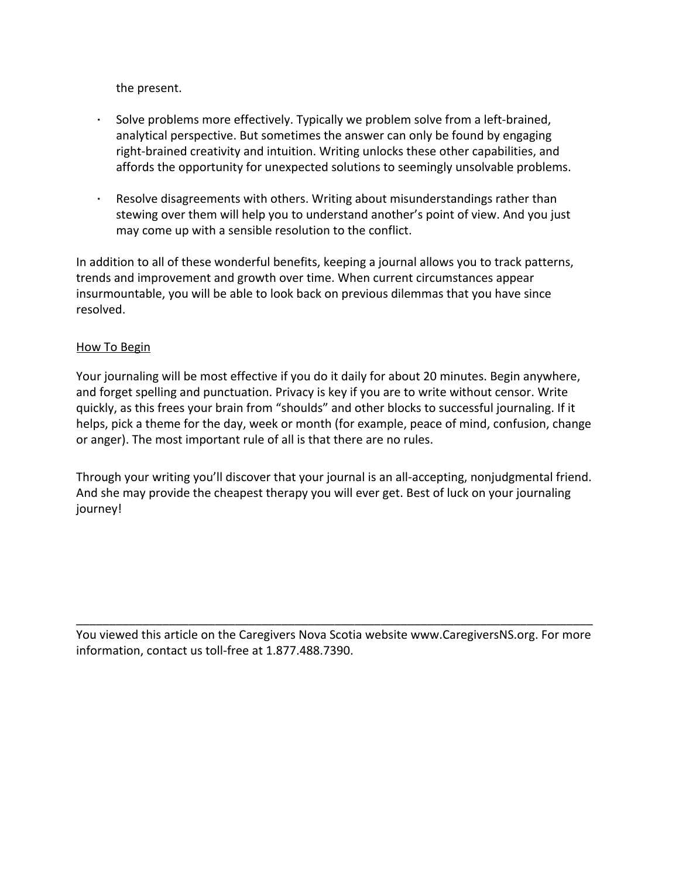the present.

- Solve problems more effectively. Typically we problem solve from a left-brained, analytical perspective. But sometimes the answer can only be found by engaging right-brained creativity and intuition. Writing unlocks these other capabilities, and affords the opportunity for unexpected solutions to seemingly unsolvable problems.

- Resolve disagreements with others. Writing about misunderstandings rather than stewing over them will help you to understand another's point of view. And you just may come up with a sensible resolution to the conflict.

In addition to all of these wonderful benefits, keeping a journal allows you to track patterns, trends and improvement and growth over time. When current circumstances appear insurmountable, you will be able to look back on previous dilemmas that you have since resolved.

<u>How To Begin</u>

Your journaling will be most effective if you do it daily for about 20 minutes. Begin anywhere, and forget spelling and punctuation. Privacy is key if you are to write without censor. Write quickly, as this frees your brain from "shoulds" and other blocks to successful journaling. If it helps, pick a theme for the day, week or month (for example, peace of mind, confusion, change or anger). The most important rule of all is that there are no rules.

Through your writing you'll discover that your journal is an all-accepting, nonjudgmental friend. And she may provide the cheapest therapy you will ever get. Best of luck on your journaling journey!

---

You viewed this article on the Caregivers Nova Scotia website www.CaregiversNS.org. For more information, contact us toll-free at 1.877.488.7390.